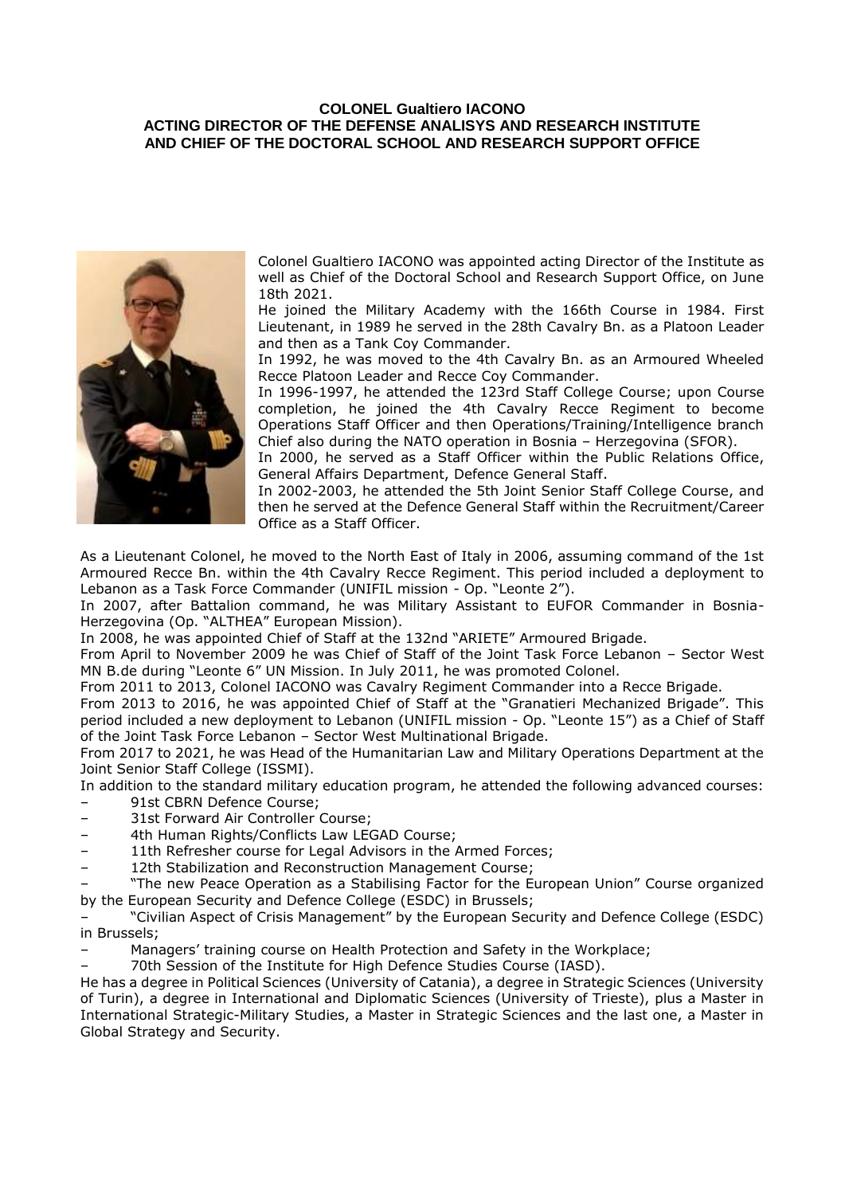**COLONEL Gualtiero IACONO**
**ACTING DIRECTOR OF THE DEFENSE ANALISYS AND RESEARCH INSTITUTE AND CHIEF OF THE DOCTORAL SCHOOL AND RESEARCH SUPPORT OFFICE**

Colonel Gualtiero IACONO was appointed acting Director of the Institute as well as Chief of the Doctoral School and Research Support Office, on June 18th 2021.

He joined the Military Academy with the 166th Course in 1984. First Lieutenant, in 1989 he served in the 28th Cavalry Bn. as a Platoon Leader and then as a Tank Coy Commander.

In 1992, he was moved to the 4th Cavalry Bn. as an Armoured Wheeled Recce Platoon Leader and Recce Coy Commander.

In 1996-1997, he attended the 123rd Staff College Course; upon Course completion, he joined the 4th Cavalry Recce Regiment to become Operations Staff Officer and then Operations/Training/Intelligence branch Chief also during the NATO operation in Bosnia – Herzegovina (SFOR).

In 2000, he served as a Staff Officer within the Public Relations Office, General Affairs Department, Defence General Staff.

In 2002-2003, he attended the 5th Joint Senior Staff College Course, and then he served at the Defence General Staff within the Recruitment/Career Office as a Staff Officer.

As a Lieutenant Colonel, he moved to the North East of Italy in 2006, assuming command of the 1st Armoured Recce Bn. within the 4th Cavalry Recce Regiment. This period included a deployment to Lebanon as a Task Force Commander (UNIFIL mission - Op. "Leonte 2").

In 2007, after Battalion command, he was Military Assistant to EUFOR Commander in Bosnia-Herzegovina (Op. "ALTHEA" European Mission).

In 2008, he was appointed Chief of Staff at the 132nd "ARIETE" Armoured Brigade.

From April to November 2009 he was Chief of Staff of the Joint Task Force Lebanon – Sector West MN B.de during "Leonte 6" UN Mission. In July 2011, he was promoted Colonel.

From 2011 to 2013, Colonel IACONO was Cavalry Regiment Commander into a Recce Brigade.

From 2013 to 2016, he was appointed Chief of Staff at the "Granatieri Mechanized Brigade". This period included a new deployment to Lebanon (UNIFIL mission - Op. "Leonte 15") as a Chief of Staff of the Joint Task Force Lebanon – Sector West Multinational Brigade.

From 2017 to 2021, he was Head of the Humanitarian Law and Military Operations Department at the Joint Senior Staff College (ISSMI).

In addition to the standard military education program, he attended the following advanced courses:

- 91st CBRN Defence Course;
- 31st Forward Air Controller Course;
- 4th Human Rights/Conflicts Law LEGAD Course;
- 11th Refresher course for Legal Advisors in the Armed Forces;
- 12th Stabilization and Reconstruction Management Course;
- "The new Peace Operation as a Stabilising Factor for the European Union" Course organized by the European Security and Defence College (ESDC) in Brussels;
- "Civilian Aspect of Crisis Management" by the European Security and Defence College (ESDC) in Brussels;
- Managers' training course on Health Protection and Safety in the Workplace;
- 70th Session of the Institute for High Defence Studies Course (IASD).

He has a degree in Political Sciences (University of Catania), a degree in Strategic Sciences (University of Turin), a degree in International and Diplomatic Sciences (University of Trieste), plus a Master in International Strategic-Military Studies, a Master in Strategic Sciences and the last one, a Master in Global Strategy and Security.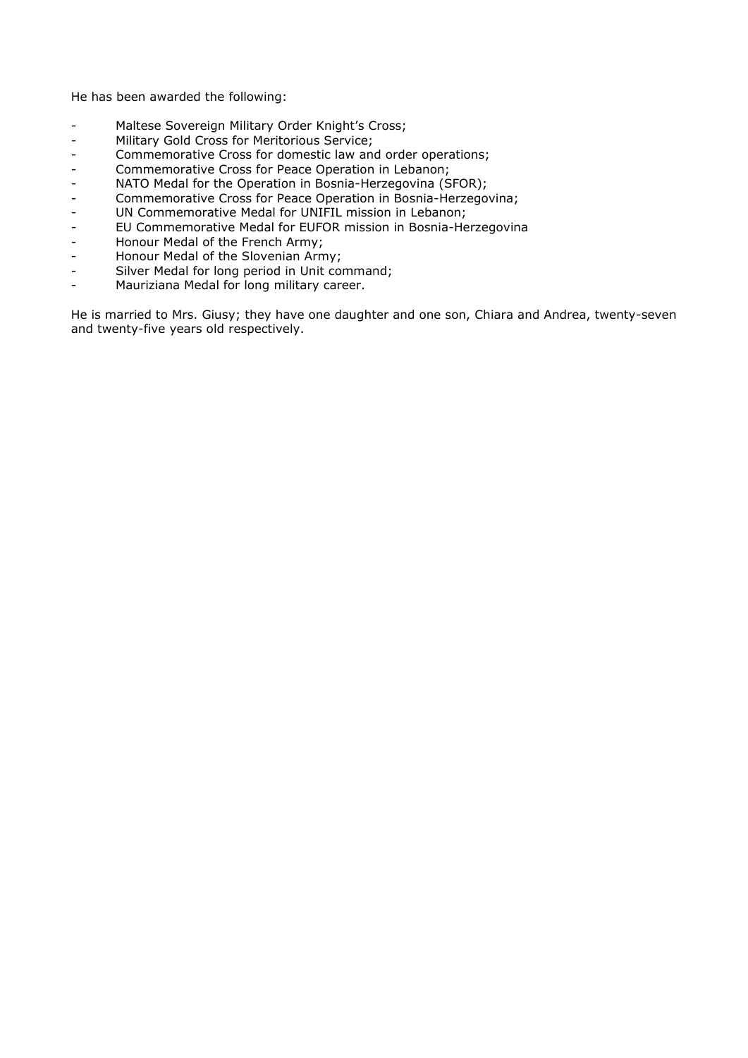He has been awarded the following:

- Maltese Sovereign Military Order Knight's Cross;
- Military Gold Cross for Meritorious Service;
- Commemorative Cross for domestic law and order operations;
- Commemorative Cross for Peace Operation in Lebanon;
- NATO Medal for the Operation in Bosnia-Herzegovina (SFOR);
- Commemorative Cross for Peace Operation in Bosnia-Herzegovina;
- UN Commemorative Medal for UNIFIL mission in Lebanon;
- EU Commemorative Medal for EUFOR mission in Bosnia-Herzegovina
- Honour Medal of the French Army;
- Honour Medal of the Slovenian Army;
- Silver Medal for long period in Unit command;
- Mauriziana Medal for long military career.

He is married to Mrs. Giusy; they have one daughter and one son, Chiara and Andrea, twenty-seven and twenty-five years old respectively.